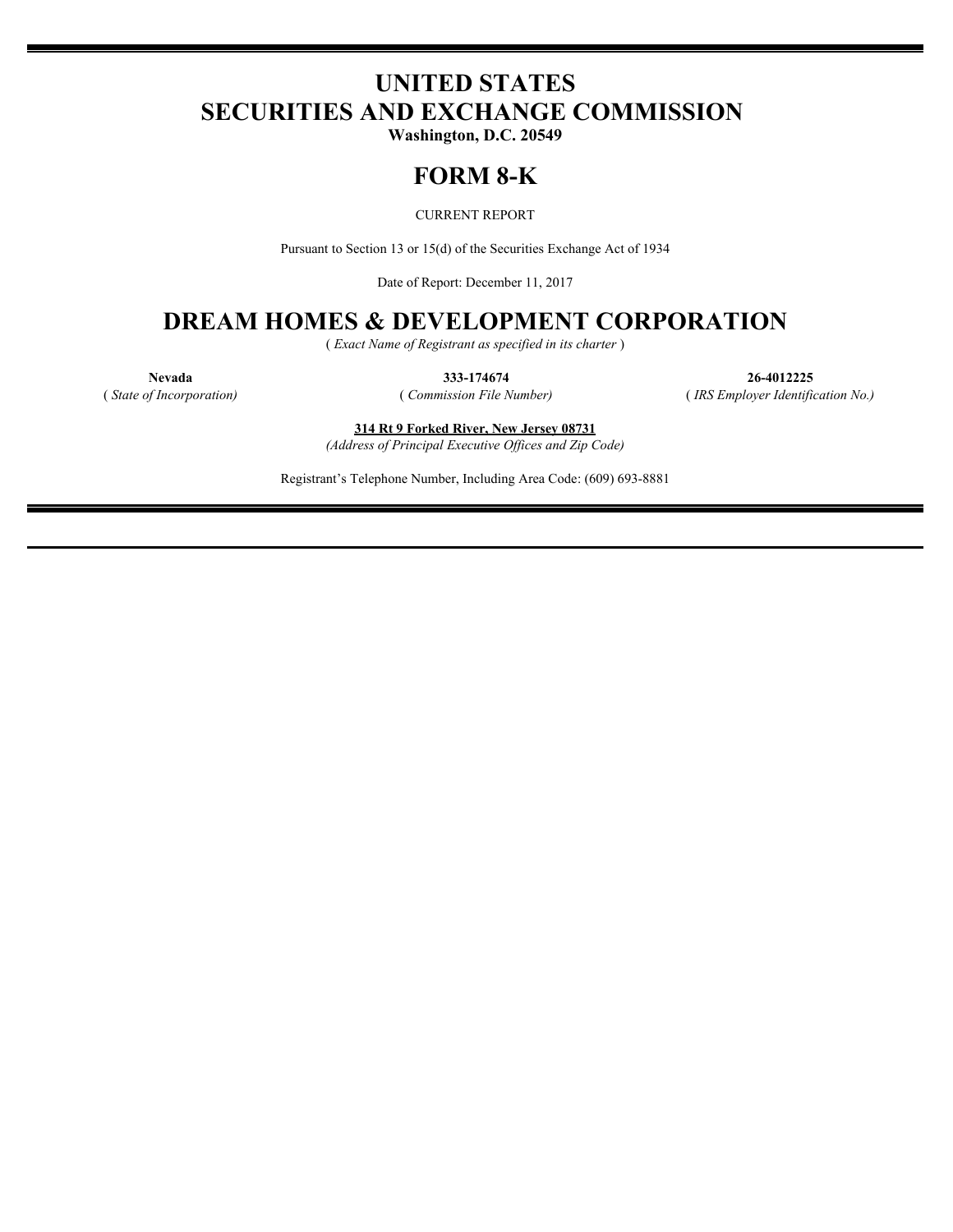# UNITED STATES
# SECURITIES AND EXCHANGE COMMISSION

**Washington, D.C. 20549**

# FORM 8-K

CURRENT REPORT

Pursuant to Section 13 or 15(d) of the Securities Exchange Act of 1934

Date of Report: December 11, 2017

# DREAM HOMES & DEVELOPMENT CORPORATION

( *Exact Name of Registrant as specified in its charter* )

| **Nevada** | **333-174674** | **26-4012225** |
|---|---|---|
| ( *State of Incorporation)* | ( *Commission File Number)* | ( *IRS Employer Identification No.)* |

**314 Rt 9 Forked River, New Jersey 08731**

*(Address of Principal Executive Offices and Zip Code)*

Registrant's Telephone Number, Including Area Code: (609) 693-8881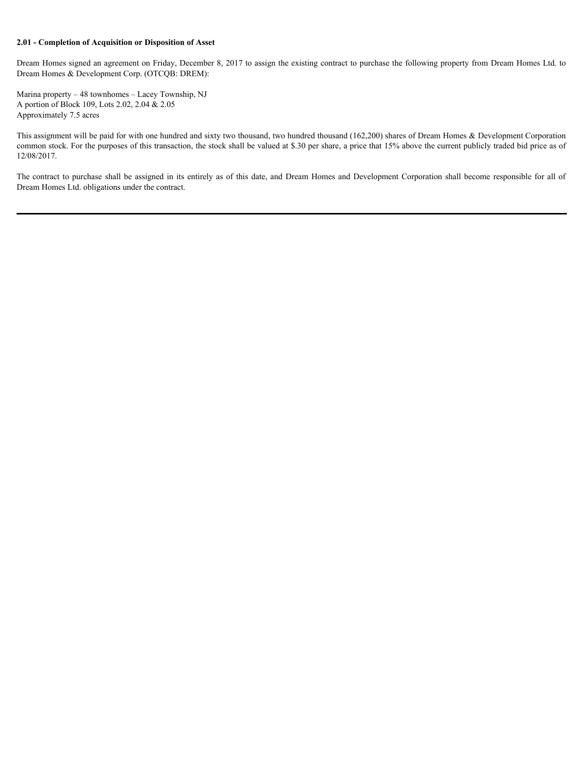**2.01 - Completion of Acquisition or Disposition of Asset**

Dream Homes signed an agreement on Friday, December 8, 2017 to assign the existing contract to purchase the following property from Dream Homes Ltd. to Dream Homes & Development Corp. (OTCQB: DREM):

Marina property – 48 townhomes – Lacey Township, NJ
A portion of Block 109, Lots 2.02, 2.04 & 2.05
Approximately 7.5 acres

This assignment will be paid for with one hundred and sixty two thousand, two hundred thousand (162,200) shares of Dream Homes & Development Corporation common stock. For the purposes of this transaction, the stock shall be valued at $.30 per share, a price that 15% above the current publicly traded bid price as of 12/08/2017.

The contract to purchase shall be assigned in its entirely as of this date, and Dream Homes and Development Corporation shall become responsible for all of Dream Homes Ltd. obligations under the contract.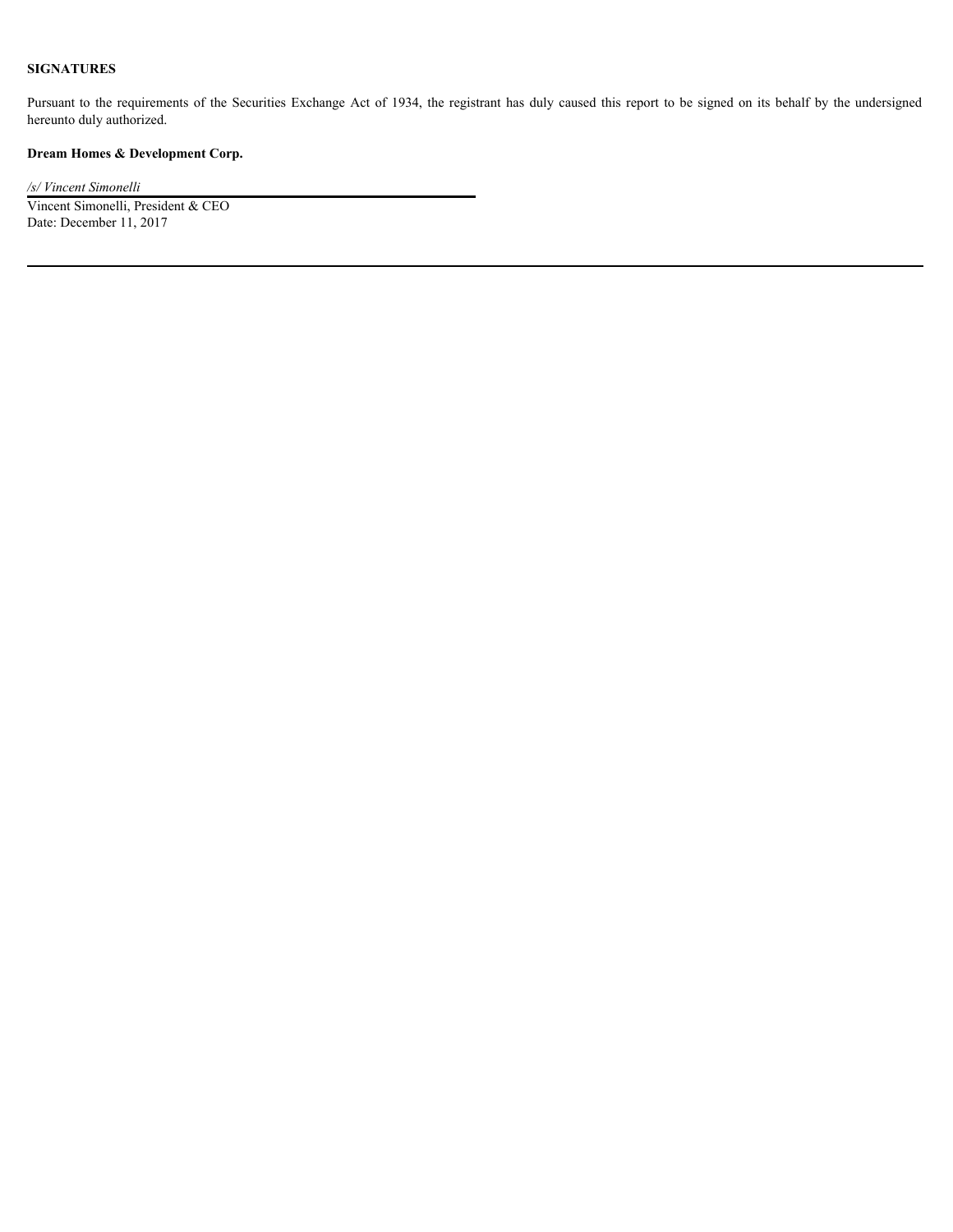**SIGNATURES**

Pursuant to the requirements of the Securities Exchange Act of 1934, the registrant has duly caused this report to be signed on its behalf by the undersigned hereunto duly authorized.

**Dream Homes & Development Corp.**

*/s/ Vincent Simonelli*

Vincent Simonelli, President & CEO
Date: December 11, 2017